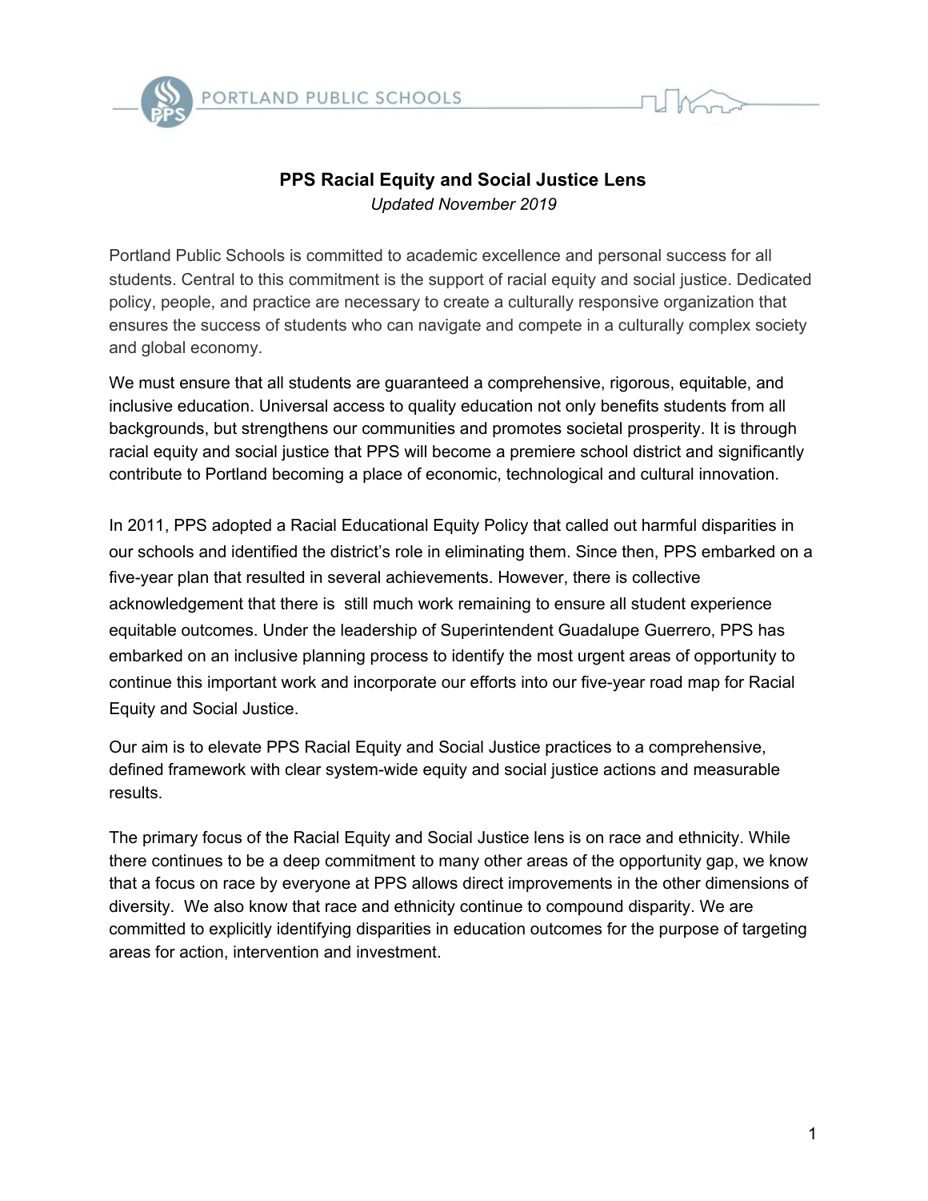# PPS Racial Equity and Social Justice Lens

*Updated November 2019*

Portland Public Schools is committed to academic excellence and personal success for all students. Central to this commitment is the support of racial equity and social justice. Dedicated policy, people, and practice are necessary to create a culturally responsive organization that ensures the success of students who can navigate and compete in a culturally complex society and global economy.

We must ensure that all students are guaranteed a comprehensive, rigorous, equitable, and inclusive education. Universal access to quality education not only benefits students from all backgrounds, but strengthens our communities and promotes societal prosperity. It is through racial equity and social justice that PPS will become a premiere school district and significantly contribute to Portland becoming a place of economic, technological and cultural innovation.

In 2011, PPS adopted a Racial Educational Equity Policy that called out harmful disparities in our schools and identified the district's role in eliminating them. Since then, PPS embarked on a five-year plan that resulted in several achievements. However, there is collective acknowledgement that there is still much work remaining to ensure all student experience equitable outcomes. Under the leadership of Superintendent Guadalupe Guerrero, PPS has embarked on an inclusive planning process to identify the most urgent areas of opportunity to continue this important work and incorporate our efforts into our five-year road map for Racial Equity and Social Justice.

Our aim is to elevate PPS Racial Equity and Social Justice practices to a comprehensive, defined framework with clear system-wide equity and social justice actions and measurable results.

The primary focus of the Racial Equity and Social Justice lens is on race and ethnicity. While there continues to be a deep commitment to many other areas of the opportunity gap, we know that a focus on race by everyone at PPS allows direct improvements in the other dimensions of diversity. We also know that race and ethnicity continue to compound disparity. We are committed to explicitly identifying disparities in education outcomes for the purpose of targeting areas for action, intervention and investment.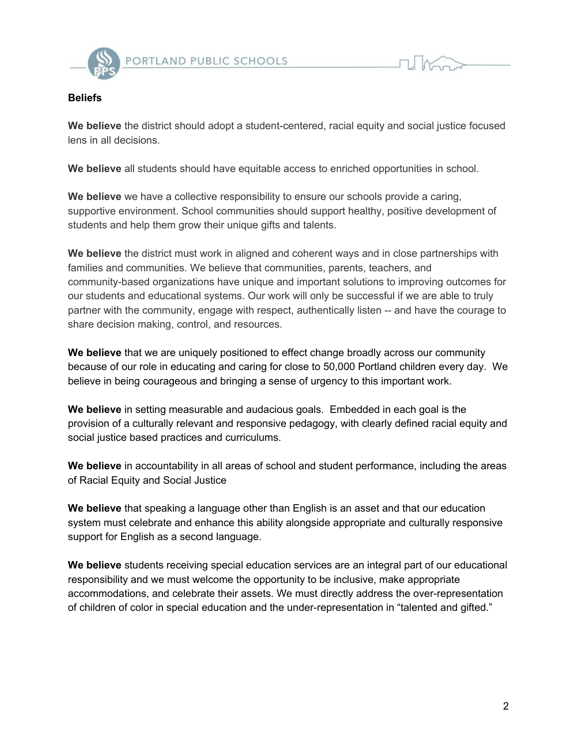**Beliefs**

**We believe** the district should adopt a student-centered, racial equity and social justice focused lens in all decisions.

**We believe** all students should have equitable access to enriched opportunities in school.

**We believe** we have a collective responsibility to ensure our schools provide a caring, supportive environment. School communities should support healthy, positive development of students and help them grow their unique gifts and talents.

**We believe** the district must work in aligned and coherent ways and in close partnerships with families and communities. We believe that communities, parents, teachers, and community-based organizations have unique and important solutions to improving outcomes for our students and educational systems. Our work will only be successful if we are able to truly partner with the community, engage with respect, authentically listen -- and have the courage to share decision making, control, and resources.

**We believe** that we are uniquely positioned to effect change broadly across our community because of our role in educating and caring for close to 50,000 Portland children every day. We believe in being courageous and bringing a sense of urgency to this important work.

**We believe** in setting measurable and audacious goals. Embedded in each goal is the provision of a culturally relevant and responsive pedagogy, with clearly defined racial equity and social justice based practices and curriculums.

**We believe** in accountability in all areas of school and student performance, including the areas of Racial Equity and Social Justice

**We believe** that speaking a language other than English is an asset and that our education system must celebrate and enhance this ability alongside appropriate and culturally responsive support for English as a second language.

**We believe** students receiving special education services are an integral part of our educational responsibility and we must welcome the opportunity to be inclusive, make appropriate accommodations, and celebrate their assets. We must directly address the over-representation of children of color in special education and the under-representation in "talented and gifted."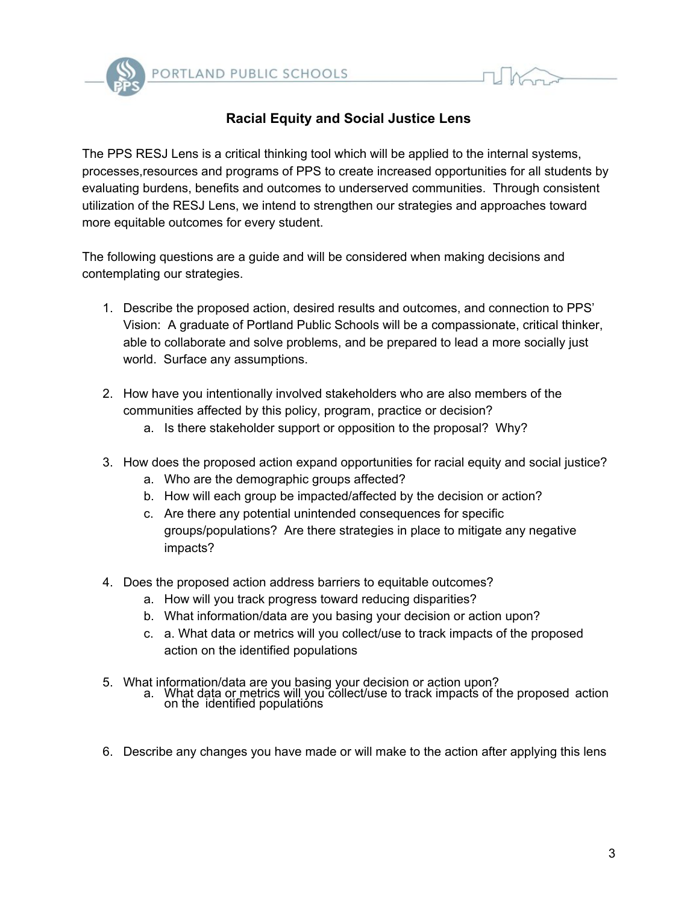# Racial Equity and Social Justice Lens

The PPS RESJ Lens is a critical thinking tool which will be applied to the internal systems, processes,resources and programs of PPS to create increased opportunities for all students by evaluating burdens, benefits and outcomes to underserved communities. Through consistent utilization of the RESJ Lens, we intend to strengthen our strategies and approaches toward more equitable outcomes for every student.

The following questions are a guide and will be considered when making decisions and contemplating our strategies.

1. Describe the proposed action, desired results and outcomes, and connection to PPS' Vision: A graduate of Portland Public Schools will be a compassionate, critical thinker, able to collaborate and solve problems, and be prepared to lead a more socially just world. Surface any assumptions.

2. How have you intentionally involved stakeholders who are also members of the communities affected by this policy, program, practice or decision?
   a. Is there stakeholder support or opposition to the proposal? Why?

3. How does the proposed action expand opportunities for racial equity and social justice?
   a. Who are the demographic groups affected?
   b. How will each group be impacted/affected by the decision or action?
   c. Are there any potential unintended consequences for specific groups/populations? Are there strategies in place to mitigate any negative impacts?

4. Does the proposed action address barriers to equitable outcomes?
   a. How will you track progress toward reducing disparities?
   b. What information/data are you basing your decision or action upon?
   c. a. What data or metrics will you collect/use to track impacts of the proposed action on the identified populations

5. What information/data are you basing your decision or action upon?
   a. What data or metrics will you collect/use to track impacts of the proposed action on the identified populations

6. Describe any changes you have made or will make to the action after applying this lens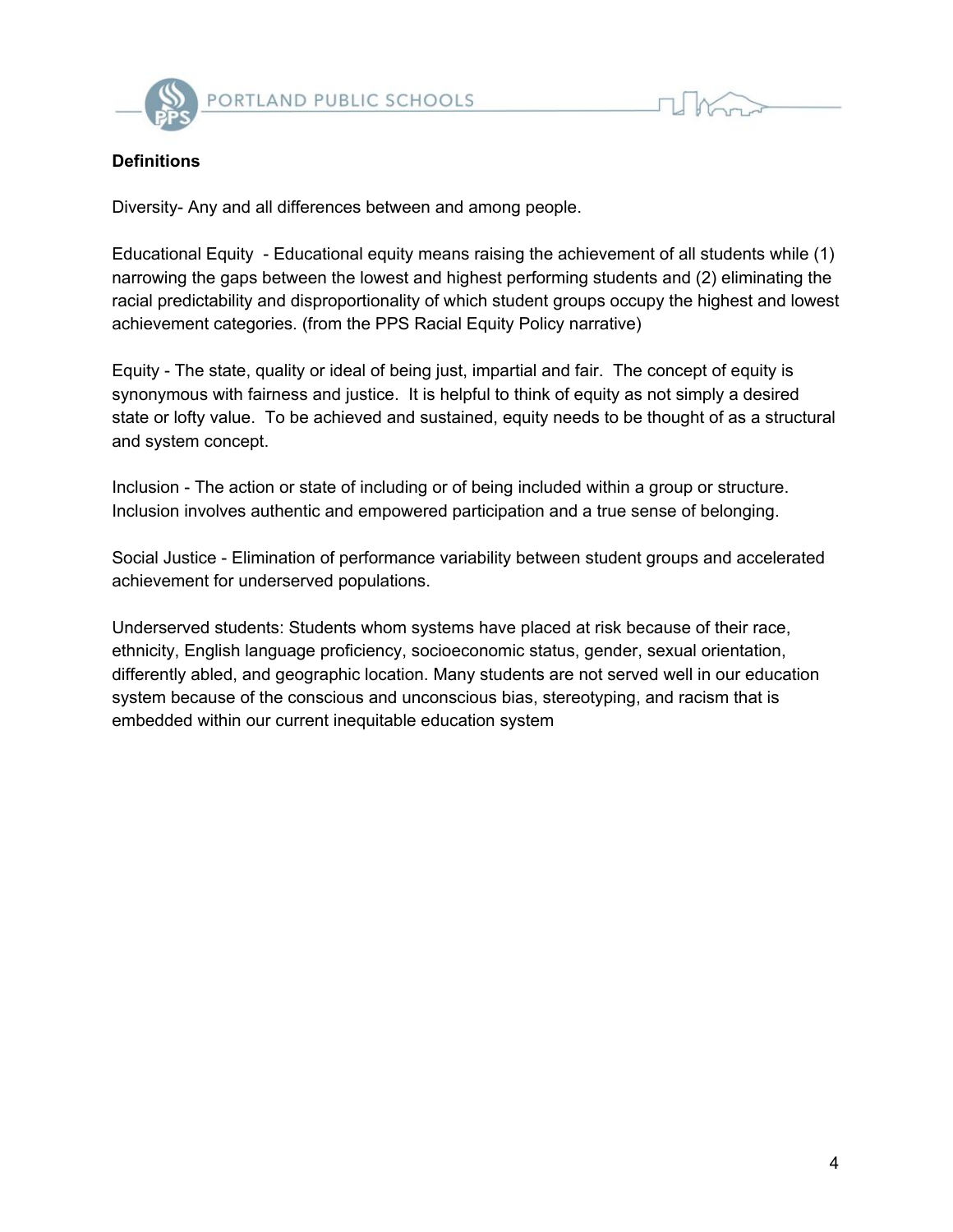**Definitions**

Diversity- Any and all differences between and among people.

Educational Equity - Educational equity means raising the achievement of all students while (1) narrowing the gaps between the lowest and highest performing students and (2) eliminating the racial predictability and disproportionality of which student groups occupy the highest and lowest achievement categories. (from the PPS Racial Equity Policy narrative)

Equity - The state, quality or ideal of being just, impartial and fair. The concept of equity is synonymous with fairness and justice. It is helpful to think of equity as not simply a desired state or lofty value. To be achieved and sustained, equity needs to be thought of as a structural and system concept.

Inclusion - The action or state of including or of being included within a group or structure. Inclusion involves authentic and empowered participation and a true sense of belonging.

Social Justice - Elimination of performance variability between student groups and accelerated achievement for underserved populations.

Underserved students: Students whom systems have placed at risk because of their race, ethnicity, English language proficiency, socioeconomic status, gender, sexual orientation, differently abled, and geographic location. Many students are not served well in our education system because of the conscious and unconscious bias, stereotyping, and racism that is embedded within our current inequitable education system